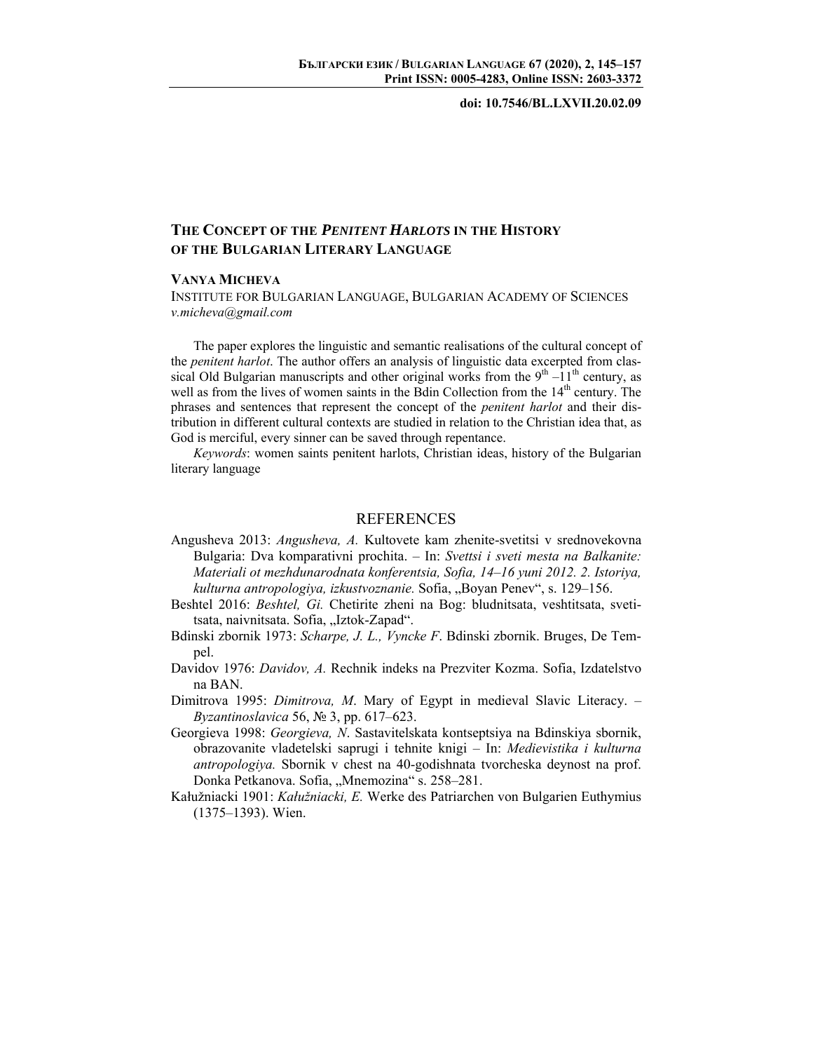doi: 10.7546/BL.LXVII.20.02.09

# THE CONCEPT OF THE *PENITENT HARLOTS* IN THE HISTORY OF THE BULGARIAN LITERARY LANGUAGE

**VANYA MICHEVA**

INSTITUTE FOR BULGARIAN LANGUAGE, BULGARIAN ACADEMY OF SCIENCES
*v.micheva@gmail.com*

The paper explores the linguistic and semantic realisations of the cultural concept of the *penitent harlot*. The author offers an analysis of linguistic data excerpted from classical Old Bulgarian manuscripts and other original works from the 9th –11th century, as well as from the lives of women saints in the Bdin Collection from the 14th century. The phrases and sentences that represent the concept of the *penitent harlot* and their distribution in different cultural contexts are studied in relation to the Christian idea that, as God is merciful, every sinner can be saved through repentance.

*Keywords*: women saints penitent harlots, Christian ideas, history of the Bulgarian literary language

## REFERENCES

Angusheva 2013: *Angusheva, A.* Kultovete kam zhenite-svetitsi v srednovekovna Bulgaria: Dva komparativni prochita. – In: *Svettsi i sveti mesta na Balkanite: Materiali ot mezhdunarodnata konferentsia, Sofia, 14–16 yuni 2012. 2. Istoriya, kulturna antropologiya, izkustvoznanie.* Sofia, „Boyan Penev“, s. 129–156.

Beshtel 2016: *Beshtel, Gi.* Chetirite zheni na Bog: bludnitsata, veshtitsata, svetitsata, naivnitsata. Sofia, „Iztok-Zapad“.

Bdinski zbornik 1973: *Scharpe, J. L., Vyncke F*. Bdinski zbornik. Bruges, De Tempel.

Davidov 1976: *Davidov, A.* Rechnik indeks na Prezviter Kozma. Sofia, Izdatelstvo na BAN.

Dimitrova 1995: *Dimitrova, M*. Mary of Egypt in medieval Slavic Literacy. – *Byzantinoslavica* 56, № 3, pp. 617–623.

Georgieva 1998: *Georgieva, N*. Sastavitelskata kontseptsiya na Bdinskiya sbornik, obrazovanite vladetelski saprugi i tehnite knigi – In: *Medievistika i kulturna antropologiya.* Sbornik v chest na 40-godishnata tvorcheska deynost na prof. Donka Petkanova. Sofia, „Mnemozina“ s. 258–281.

Kałužniacki 1901: *Kałužniacki, E.* Werke des Patriarchen von Bulgarien Euthymius (1375–1393). Wien.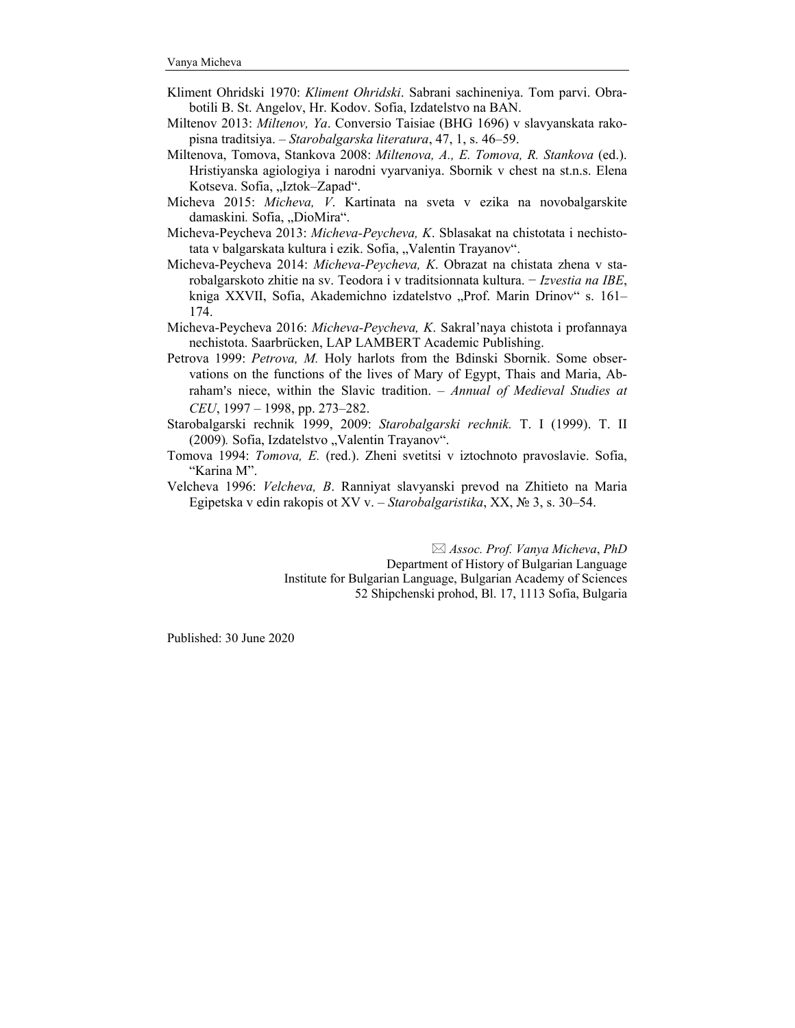Kliment Ohridski 1970: *Kliment Ohridski*. Sabrani sachineniya. Tom parvi. Obrabotili B. St. Angelov, Hr. Kodov. Sofia, Izdatelstvo na BAN.

Miltenov 2013: *Miltenov, Ya*. Conversio Taisiae (BHG 1696) v slavyanskata rakopisna traditsiya. – *Starobalgarska literatura*, 47, 1, s. 46–59.

Miltenova, Tomova, Stankova 2008: *Miltenova, A., E. Tomova, R. Stankova* (ed.). Hristiyanska agiologiya i narodni vyarvaniya. Sbornik v chest na st.n.s. Elena Kotseva. Sofia, „Iztok–Zapad".

Micheva 2015: *Micheva, V*. Kartinata na sveta v ezika na novobalgarskite damaskini. Sofia, „DioMira".

Micheva-Peycheva 2013: *Micheva-Peycheva, K*. Sblasakat na chistotata i nechistotata v balgarskata kultura i ezik. Sofia, „Valentin Trayanov".

Micheva-Peycheva 2014: *Micheva-Peycheva, K*. Obrazat na chistata zhena v starobalgarskoto zhitie na sv. Teodora i v traditsionnata kultura. − *Izvestia na IBE*, kniga XXVII, Sofia, Akademichno izdatelstvo „Prof. Marin Drinov" s. 161–174.

Micheva-Peycheva 2016: *Micheva-Peycheva, K*. Sakral'naya chistota i profannaya nechistota. Saarbrücken, LAP LAMBERT Academic Publishing.

Petrova 1999: *Petrova, M.* Holy harlots from the Bdinski Sbornik. Some observations on the functions of the lives of Mary of Egypt, Thais and Maria, Abraham's niece, within the Slavic tradition. – *Annual of Medieval Studies at CEU*, 1997 – 1998, pp. 273–282.

Starobalgarski rechnik 1999, 2009: *Starobalgarski rechnik.* T. I (1999). T. II (2009). Sofia, Izdatelstvo „Valentin Trayanov".

Tomova 1994: *Tomova, E.* (red.). Zheni svetitsi v iztochnoto pravoslavie. Sofia, "Karina M".

Velcheva 1996: *Velcheva, B*. Ranniyat slavyanski prevod na Zhitieto na Maria Egipetska v edin rakopis ot XV v. – *Starobalgaristika*, XX, № 3, s. 30–54.

✉ *Assoc. Prof. Vanya Micheva*, *PhD*
Department of History of Bulgarian Language
Institute for Bulgarian Language, Bulgarian Academy of Sciences
52 Shipchenski prohod, Bl. 17, 1113 Sofia, Bulgaria

Published: 30 June 2020